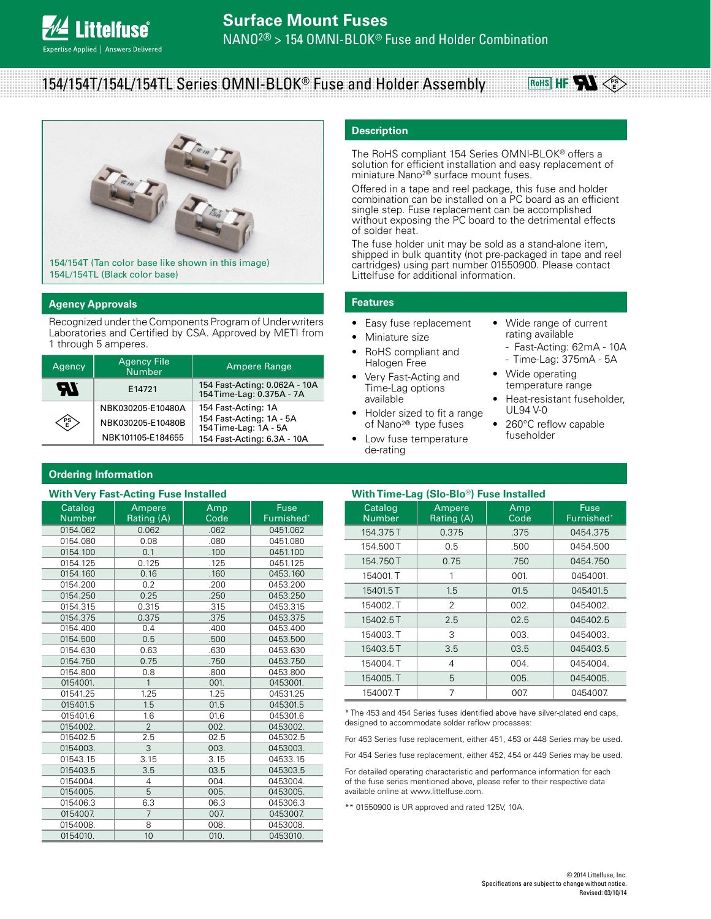# Surface Mount Fuses

NANO2® > 154 OMNI-BLOK® Fuse and Holder Combination

## 154/154T/154L/154TL Series OMNI-BLOK® Fuse and Holder Assembly

154/154T (Tan color base like shown in this image)
154L/154TL (Black color base)

## Description

The RoHS compliant 154 Series OMNI-BLOK® offers a solution for efficient installation and easy replacement of miniature Nano2® surface mount fuses.

Offered in a tape and reel package, this fuse and holder combination can be installed on a PC board as an efficient single step. Fuse replacement can be accomplished without exposing the PC board to the detrimental effects of solder heat.

The fuse holder unit may be sold as a stand-alone item, shipped in bulk quantity (not pre-packaged in tape and reel cartridges) using part number 01550900. Please contact Littelfuse for additional information.

## Agency Approvals

Recognized under the Components Program of Underwriters Laboratories and Certified by CSA. Approved by METI from 1 through 5 amperes.

| Agency | Agency File Number | Ampere Range |
|---|---|---|
| UR | E14721 | 154 Fast-Acting: 0.062A - 10A<br>154 Time-Lag: 0.375A - 7A |
| PSE | NBK030205-E10480A | 154 Fast-Acting: 1A |
| | NBK030205-E10480B | 154 Fast-Acting: 1A - 5A<br>154 Time-Lag: 1A - 5A |
| | NBK101105-E184655 | 154 Fast-Acting: 6.3A - 10A |

## Features

- Easy fuse replacement
- Miniature size
- RoHS compliant and Halogen Free
- Very Fast-Acting and Time-Lag options available
- Holder sized to fit a range of Nano2® type fuses
- Low fuse temperature de-rating
- Wide range of current rating available
  - Fast-Acting: 62mA - 10A
  - Time-Lag: 375mA - 5A
- Wide operating temperature range
- Heat-resistant fuseholder, UL94 V-0
- 260°C reflow capable fuseholder

## Ordering Information

### With Very Fast-Acting Fuse Installed

| Catalog Number | Ampere Rating (A) | Amp Code | Fuse Furnished* |
|---|---|---|---|
| 0154.062 | 0.062 | .062 | 0451.062 |
| 0154.080 | 0.08 | .080 | 0451.080 |
| 0154.100 | 0.1 | .100 | 0451.100 |
| 0154.125 | 0.125 | .125 | 0451.125 |
| 0154.160 | 0.16 | .160 | 0453.160 |
| 0154.200 | 0.2 | .200 | 0453.200 |
| 0154.250 | 0.25 | .250 | 0453.250 |
| 0154.315 | 0.315 | .315 | 0453.315 |
| 0154.375 | 0.375 | .375 | 0453.375 |
| 0154.400 | 0.4 | .400 | 0453.400 |
| 0154.500 | 0.5 | .500 | 0453.500 |
| 0154.630 | 0.63 | .630 | 0453.630 |
| 0154.750 | 0.75 | .750 | 0453.750 |
| 0154.800 | 0.8 | .800 | 0453.800 |
| 0154001. | 1 | 001. | 0453001. |
| 01541.25 | 1.25 | 1.25 | 04531.25 |
| 015401.5 | 1.5 | 01.5 | 045301.5 |
| 015401.6 | 1.6 | 01.6 | 045301.6 |
| 0154002. | 2 | 002. | 0453002. |
| 015402.5 | 2.5 | 02.5 | 045302.5 |
| 0154003. | 3 | 003. | 0453003. |
| 01543.15 | 3.15 | 3.15 | 04533.15 |
| 015403.5 | 3.5 | 03.5 | 045303.5 |
| 0154004. | 4 | 004. | 0453004. |
| 0154005. | 5 | 005. | 0453005. |
| 015406.3 | 6.3 | 06.3 | 045306.3 |
| 0154007. | 7 | 007. | 0453007. |
| 0154008. | 8 | 008. | 0453008. |
| 0154010. | 10 | 010. | 0453010. |

### With Time-Lag (Slo-Blo®) Fuse Installed

| Catalog Number | Ampere Rating (A) | Amp Code | Fuse Furnished* |
|---|---|---|---|
| 154.375T | 0.375 | .375 | 0454.375 |
| 154.500T | 0.5 | .500 | 0454.500 |
| 154.750T | 0.75 | .750 | 0454.750 |
| 154001.T | 1 | 001. | 0454001. |
| 15401.5T | 1.5 | 01.5 | 045401.5 |
| 154002.T | 2 | 002. | 0454002. |
| 15402.5T | 2.5 | 02.5 | 045402.5 |
| 154003.T | 3 | 003. | 0454003. |
| 15403.5T | 3.5 | 03.5 | 045403.5 |
| 154004.T | 4 | 004. | 0454004. |
| 154005.T | 5 | 005. | 0454005. |
| 154007.T | 7 | 007. | 0454007. |

* The 453 and 454 Series fuses identified above have silver-plated end caps, designed to accommodate solder reflow processes.

For 453 Series fuse replacement, either 451, 453 or 448 Series may be used.

For 454 Series fuse replacement, either 452, 454 or 449 Series may be used.

For detailed operating characteristic and performance information for each of the fuse series mentioned above, please refer to their respective data available online at www.littelfuse.com.

** 01550900 is UR approved and rated 125V, 10A.

© 2014 Littelfuse, Inc.
Specifications are subject to change without notice.
Revised: 03/10/14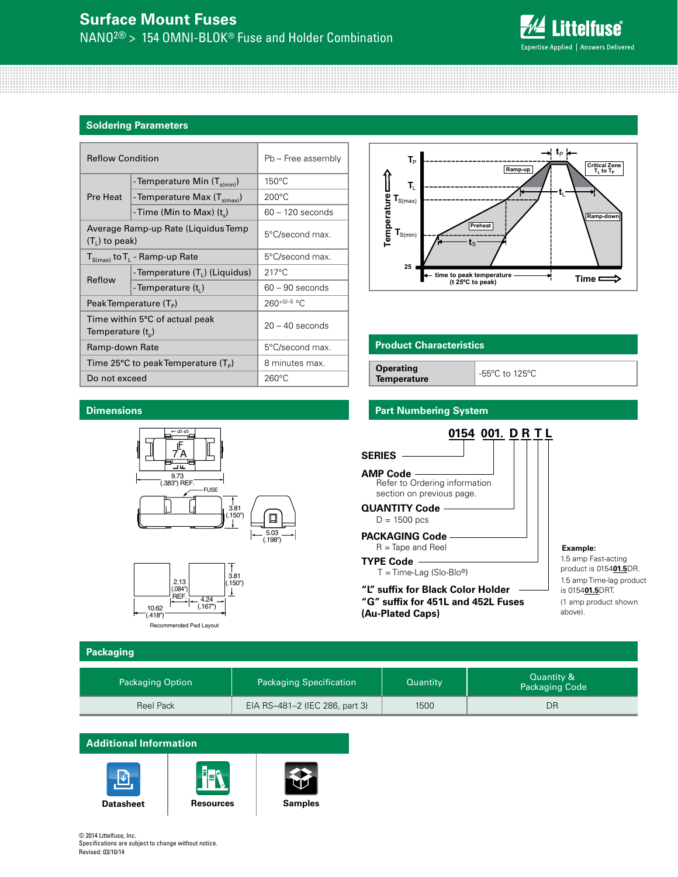## Soldering Parameters

| | | |
|---|---|---|
| Reflow Condition | | Pb – Free assembly |
| Pre Heat | - Temperature Min ($T_{s(min)}$) | 150°C |
| | - Temperature Max ($T_{s(max)}$) | 200°C |
| | - Time (Min to Max) ($t_s$) | 60 – 120 seconds |
| Average Ramp-up Rate (Liquidus Temp ($T_L$) to peak) | | 5°C/second max. |
| $T_{S(max)}$ to $T_L$ - Ramp-up Rate | | 5°C/second max. |
| Reflow | - Temperature ($T_L$) (Liquidus) | 217°C |
| | - Temperature ($t_L$) | 60 – 90 seconds |
| Peak Temperature ($T_P$) | | $260^{+0/-5}$ °C |
| Time within 5°C of actual peak Temperature ($t_p$) | | 20 – 40 seconds |
| Ramp-down Rate | | 5°C/second max. |
| Time 25°C to peak Temperature ($T_P$) | | 8 minutes max. |
| Do not exceed | | 260°C |

$T_P$
$T_L$
$T_{S(max)}$
$T_{S(min)}$
25
Temperature
$t_P$
Ramp-up
Critical Zone $T_L$ to $T_P$
$t_L$
Preheat
$t_S$
Ramp-down
time to peak temperature (t 25°C to peak)
Time

## Product Characteristics

| | |
|---|---|
| Operating Temperature | -55ºC to 125ºC |

## Dimensions

9.73 (.383") REF.
FUSE
3.81 (.150")
5.03 (.198")
2.13 (.084") REF.
3.81 (.150")
4.24 (.167")
10.62 (.418")
Recommended Pad Layout

## Part Numbering System

**0154 001. D R T L**

**SERIES**

**AMP Code**
Refer to Ordering information section on previous page.

**QUANTITY Code**
D = 1500 pcs

**PACKAGING Code**
R = Tape and Reel

**TYPE Code**
T = Time-Lag (Slo-Blo®)

**"L" suffix for Black Color Holder**
**"G" suffix for 451L and 452L Fuses (Au-Plated Caps)**

**Example:**
1.5 amp Fast-acting product is 0154**01.5**DR.
1.5 amp Time-lag product is 0154**01.5**DRT.
(1 amp product shown above).

## Packaging

| Packaging Option | Packaging Specification | Quantity | Quantity & Packaging Code |
|---|---|---|---|
| Reel Pack | EIA RS–481–2 (IEC 286, part 3) | 1500 | DR |

## Additional Information

Datasheet | Resources | Samples

© 2014 Littelfuse, Inc.
Specifications are subject to change without notice.
Revised: 03/10/14